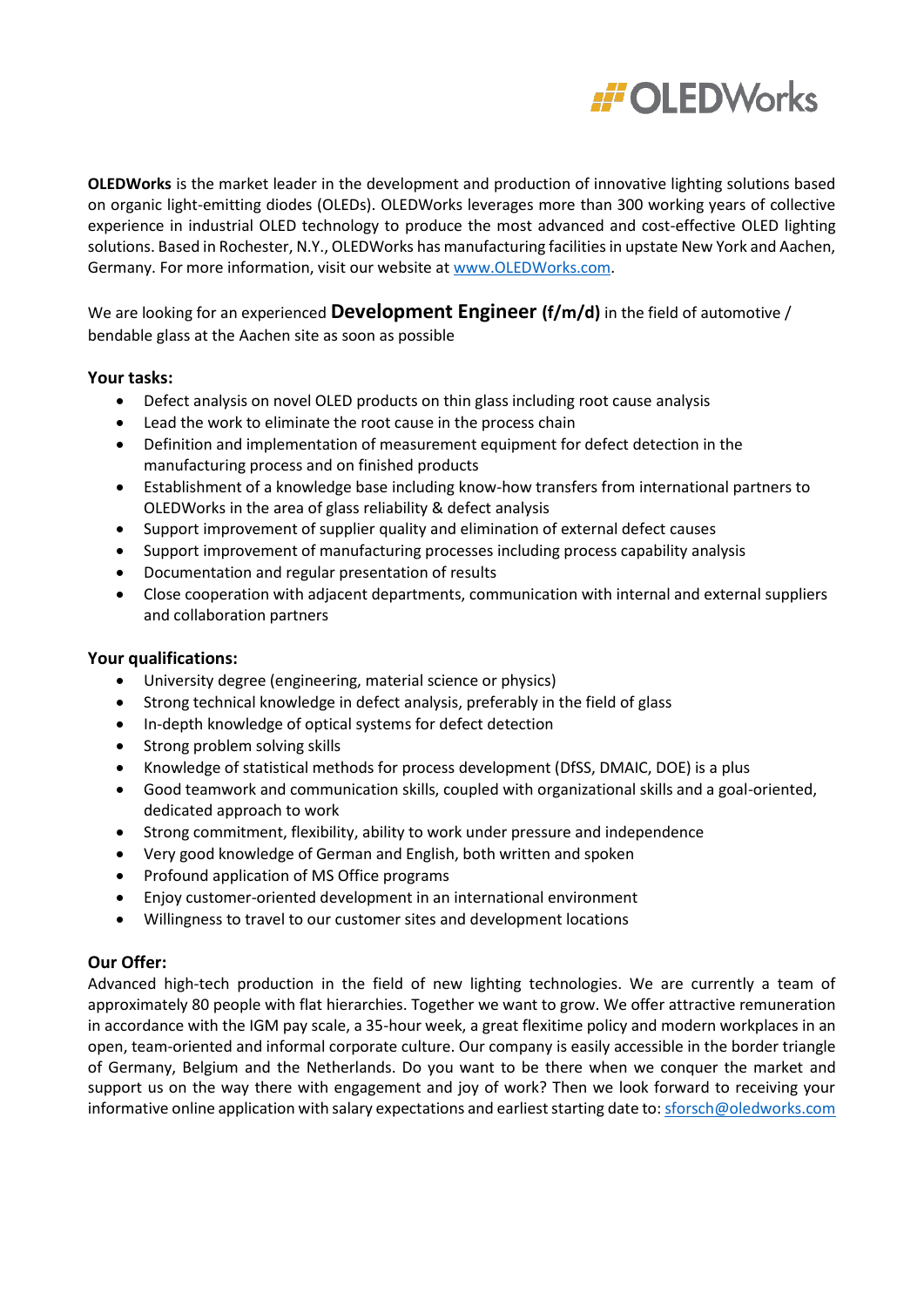**OLEDWorks** is the market leader in the development and production of innovative lighting solutions based on organic light-emitting diodes (OLEDs). OLEDWorks leverages more than 300 working years of collective experience in industrial OLED technology to produce the most advanced and cost-effective OLED lighting solutions. Based in Rochester, N.Y., OLEDWorks has manufacturing facilities in upstate New York and Aachen, Germany. For more information, visit our website at www.OLEDWorks.com.

We are looking for an experienced **Development Engineer (f/m/d)** in the field of automotive / bendable glass at the Aachen site as soon as possible

### Your tasks:

- Defect analysis on novel OLED products on thin glass including root cause analysis
- Lead the work to eliminate the root cause in the process chain
- Definition and implementation of measurement equipment for defect detection in the manufacturing process and on finished products
- Establishment of a knowledge base including know-how transfers from international partners to OLEDWorks in the area of glass reliability & defect analysis
- Support improvement of supplier quality and elimination of external defect causes
- Support improvement of manufacturing processes including process capability analysis
- Documentation and regular presentation of results
- Close cooperation with adjacent departments, communication with internal and external suppliers and collaboration partners

### Your qualifications:

- University degree (engineering, material science or physics)
- Strong technical knowledge in defect analysis, preferably in the field of glass
- In-depth knowledge of optical systems for defect detection
- Strong problem solving skills
- Knowledge of statistical methods for process development (DfSS, DMAIC, DOE) is a plus
- Good teamwork and communication skills, coupled with organizational skills and a goal-oriented, dedicated approach to work
- Strong commitment, flexibility, ability to work under pressure and independence
- Very good knowledge of German and English, both written and spoken
- Profound application of MS Office programs
- Enjoy customer-oriented development in an international environment
- Willingness to travel to our customer sites and development locations

### Our Offer:

Advanced high-tech production in the field of new lighting technologies. We are currently a team of approximately 80 people with flat hierarchies. Together we want to grow. We offer attractive remuneration in accordance with the IGM pay scale, a 35-hour week, a great flexitime policy and modern workplaces in an open, team-oriented and informal corporate culture. Our company is easily accessible in the border triangle of Germany, Belgium and the Netherlands. Do you want to be there when we conquer the market and support us on the way there with engagement and joy of work? Then we look forward to receiving your informative online application with salary expectations and earliest starting date to: sforsch@oledworks.com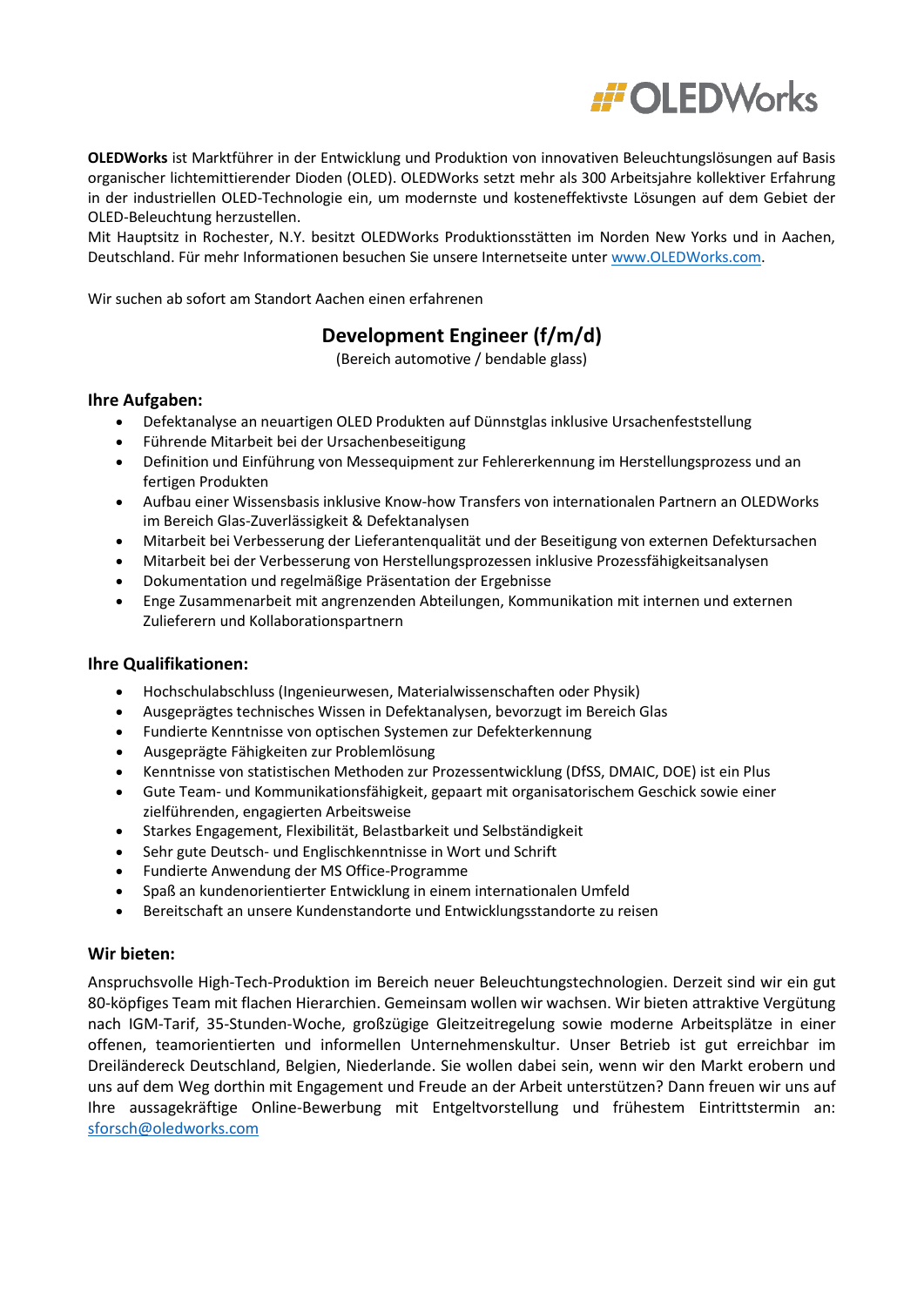**OLEDWorks** ist Marktführer in der Entwicklung und Produktion von innovativen Beleuchtungslösungen auf Basis organischer lichtemittierender Dioden (OLED). OLEDWorks setzt mehr als 300 Arbeitsjahre kollektiver Erfahrung in der industriellen OLED-Technologie ein, um modernste und kosteneffektivste Lösungen auf dem Gebiet der OLED-Beleuchtung herzustellen.
Mit Hauptsitz in Rochester, N.Y. besitzt OLEDWorks Produktionsstätten im Norden New Yorks und in Aachen, Deutschland. Für mehr Informationen besuchen Sie unsere Internetseite unter [www.OLEDWorks.com](http://www.OLEDWorks.com).

Wir suchen ab sofort am Standort Aachen einen erfahrenen

# Development Engineer (f/m/d)

(Bereich automotive / bendable glass)

## Ihre Aufgaben:

- Defektanalyse an neuartigen OLED Produkten auf Dünnstglas inklusive Ursachenfeststellung
- Führende Mitarbeit bei der Ursachenbeseitigung
- Definition und Einführung von Messequipment zur Fehlererkennung im Herstellungsprozess und an fertigen Produkten
- Aufbau einer Wissensbasis inklusive Know-how Transfers von internationalen Partnern an OLEDWorks im Bereich Glas-Zuverlässigkeit & Defektanalysen
- Mitarbeit bei Verbesserung der Lieferantenqualität und der Beseitigung von externen Defektursachen
- Mitarbeit bei der Verbesserung von Herstellungsprozessen inklusive Prozessfähigkeitsanalysen
- Dokumentation und regelmäßige Präsentation der Ergebnisse
- Enge Zusammenarbeit mit angrenzenden Abteilungen, Kommunikation mit internen und externen Zulieferern und Kollaborationspartnern

## Ihre Qualifikationen:

- Hochschulabschluss (Ingenieurwesen, Materialwissenschaften oder Physik)
- Ausgeprägtes technisches Wissen in Defektanalysen, bevorzugt im Bereich Glas
- Fundierte Kenntnisse von optischen Systemen zur Defekterkennung
- Ausgeprägte Fähigkeiten zur Problemlösung
- Kenntnisse von statistischen Methoden zur Prozessentwicklung (DfSS, DMAIC, DOE) ist ein Plus
- Gute Team- und Kommunikationsfähigkeit, gepaart mit organisatorischem Geschick sowie einer zielführenden, engagierten Arbeitsweise
- Starkes Engagement, Flexibilität, Belastbarkeit und Selbständigkeit
- Sehr gute Deutsch- und Englischkenntnisse in Wort und Schrift
- Fundierte Anwendung der MS Office-Programme
- Spaß an kundenorientierter Entwicklung in einem internationalen Umfeld
- Bereitschaft an unsere Kundenstandorte und Entwicklungsstandorte zu reisen

## Wir bieten:

Anspruchsvolle High-Tech-Produktion im Bereich neuer Beleuchtungstechnologien. Derzeit sind wir ein gut 80-köpfiges Team mit flachen Hierarchien. Gemeinsam wollen wir wachsen. Wir bieten attraktive Vergütung nach IGM-Tarif, 35-Stunden-Woche, großzügige Gleitzeitregelung sowie moderne Arbeitsplätze in einer offenen, teamorientierten und informellen Unternehmenskultur. Unser Betrieb ist gut erreichbar im Dreiländereck Deutschland, Belgien, Niederlande. Sie wollen dabei sein, wenn wir den Markt erobern und uns auf dem Weg dorthin mit Engagement und Freude an der Arbeit unterstützen? Dann freuen wir uns auf Ihre aussagekräftige Online-Bewerbung mit Entgeltvorstellung und frühestem Eintrittstermin an: [sforsch@oledworks.com](mailto:sforsch@oledworks.com)